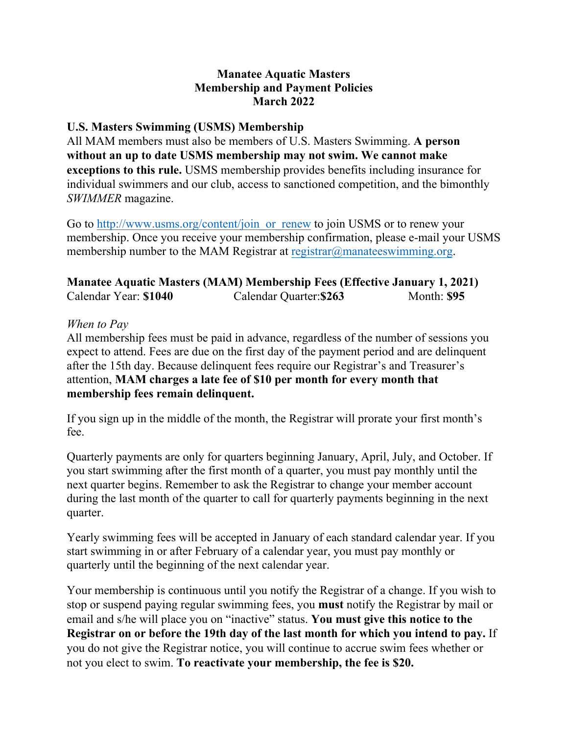# Manatee Aquatic Masters
# Membership and Payment Policies
# March 2022

## U.S. Masters Swimming (USMS) Membership

All MAM members must also be members of U.S. Masters Swimming. **A person without an up to date USMS membership may not swim. We cannot make exceptions to this rule.** USMS membership provides benefits including insurance for individual swimmers and our club, access to sanctioned competition, and the bimonthly *SWIMMER* magazine.

Go to [http://www.usms.org/content/join_or_renew](http://www.usms.org/content/join_or_renew) to join USMS or to renew your membership. Once you receive your membership confirmation, please e-mail your USMS membership number to the MAM Registrar at [registrar@manateeswimming.org](mailto:registrar@manateeswimming.org).

## Manatee Aquatic Masters (MAM) Membership Fees (Effective January 1, 2021)

Calendar Year: **$1040** Calendar Quarter:**$263** Month: **$95**

*When to Pay*

All membership fees must be paid in advance, regardless of the number of sessions you expect to attend. Fees are due on the first day of the payment period and are delinquent after the 15th day. Because delinquent fees require our Registrar's and Treasurer's attention, **MAM charges a late fee of $10 per month for every month that membership fees remain delinquent.**

If you sign up in the middle of the month, the Registrar will prorate your first month's fee.

Quarterly payments are only for quarters beginning January, April, July, and October. If you start swimming after the first month of a quarter, you must pay monthly until the next quarter begins. Remember to ask the Registrar to change your member account during the last month of the quarter to call for quarterly payments beginning in the next quarter.

Yearly swimming fees will be accepted in January of each standard calendar year. If you start swimming in or after February of a calendar year, you must pay monthly or quarterly until the beginning of the next calendar year.

Your membership is continuous until you notify the Registrar of a change. If you wish to stop or suspend paying regular swimming fees, you **must** notify the Registrar by mail or email and s/he will place you on "inactive" status. **You must give this notice to the Registrar on or before the 19th day of the last month for which you intend to pay.** If you do not give the Registrar notice, you will continue to accrue swim fees whether or not you elect to swim. **To reactivate your membership, the fee is $20.**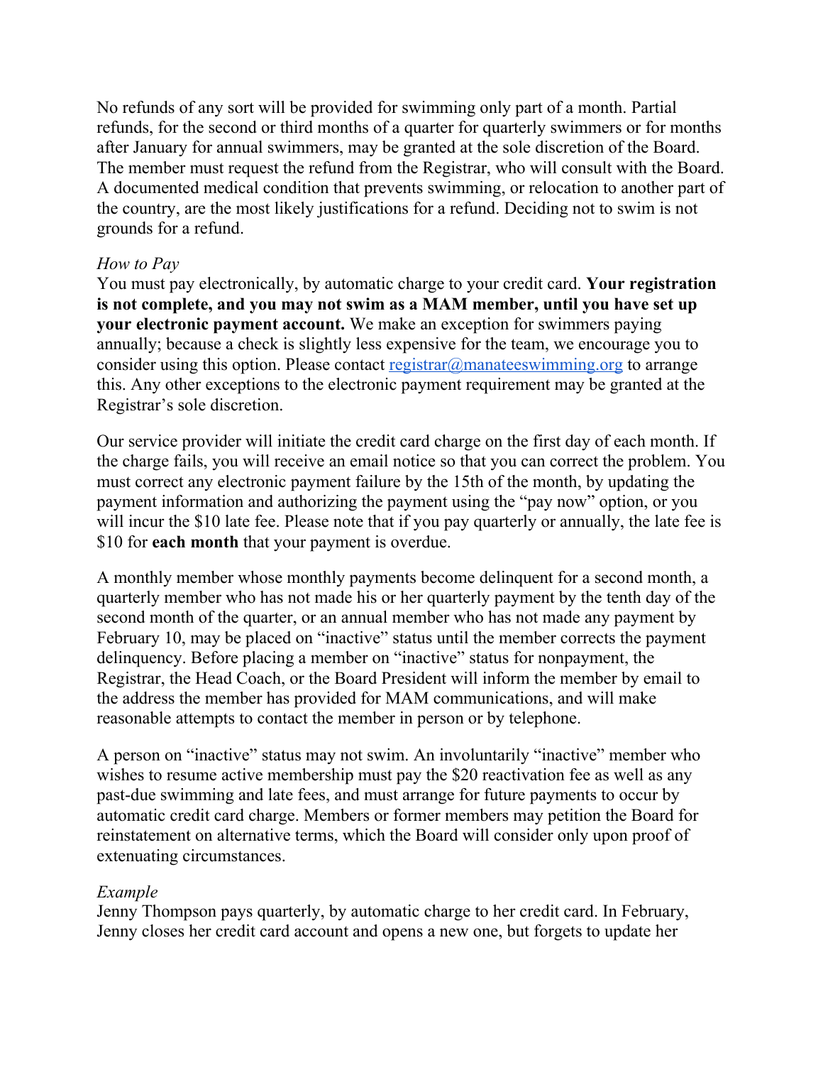No refunds of any sort will be provided for swimming only part of a month. Partial refunds, for the second or third months of a quarter for quarterly swimmers or for months after January for annual swimmers, may be granted at the sole discretion of the Board. The member must request the refund from the Registrar, who will consult with the Board. A documented medical condition that prevents swimming, or relocation to another part of the country, are the most likely justifications for a refund. Deciding not to swim is not grounds for a refund.

*How to Pay*

You must pay electronically, by automatic charge to your credit card. **Your registration is not complete, and you may not swim as a MAM member, until you have set up your electronic payment account.** We make an exception for swimmers paying annually; because a check is slightly less expensive for the team, we encourage you to consider using this option. Please contact [registrar@manateeswimming.org](mailto:registrar@manateeswimming.org) to arrange this. Any other exceptions to the electronic payment requirement may be granted at the Registrar's sole discretion.

Our service provider will initiate the credit card charge on the first day of each month. If the charge fails, you will receive an email notice so that you can correct the problem. You must correct any electronic payment failure by the 15th of the month, by updating the payment information and authorizing the payment using the "pay now" option, or you will incur the $10 late fee. Please note that if you pay quarterly or annually, the late fee is $10 for **each month** that your payment is overdue.

A monthly member whose monthly payments become delinquent for a second month, a quarterly member who has not made his or her quarterly payment by the tenth day of the second month of the quarter, or an annual member who has not made any payment by February 10, may be placed on "inactive" status until the member corrects the payment delinquency. Before placing a member on "inactive" status for nonpayment, the Registrar, the Head Coach, or the Board President will inform the member by email to the address the member has provided for MAM communications, and will make reasonable attempts to contact the member in person or by telephone.

A person on "inactive" status may not swim. An involuntarily "inactive" member who wishes to resume active membership must pay the $20 reactivation fee as well as any past-due swimming and late fees, and must arrange for future payments to occur by automatic credit card charge. Members or former members may petition the Board for reinstatement on alternative terms, which the Board will consider only upon proof of extenuating circumstances.

*Example*

Jenny Thompson pays quarterly, by automatic charge to her credit card. In February, Jenny closes her credit card account and opens a new one, but forgets to update her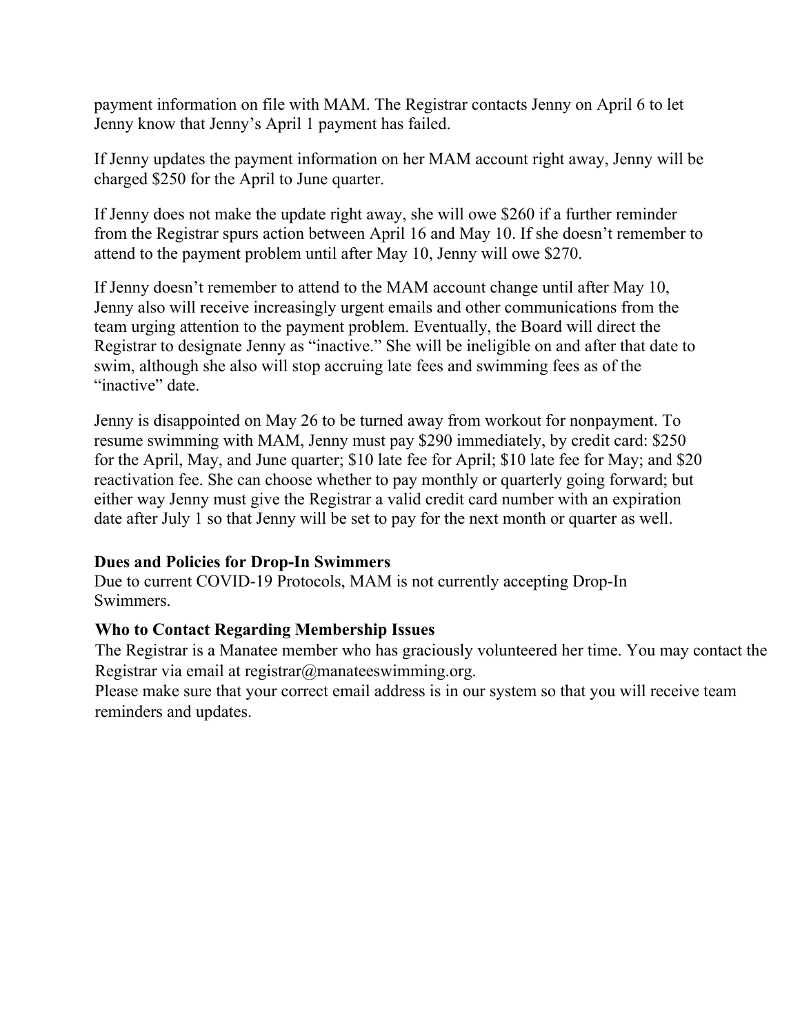payment information on file with MAM. The Registrar contacts Jenny on April 6 to let Jenny know that Jenny's April 1 payment has failed.

If Jenny updates the payment information on her MAM account right away, Jenny will be charged $250 for the April to June quarter.

If Jenny does not make the update right away, she will owe $260 if a further reminder from the Registrar spurs action between April 16 and May 10. If she doesn't remember to attend to the payment problem until after May 10, Jenny will owe $270.

If Jenny doesn't remember to attend to the MAM account change until after May 10, Jenny also will receive increasingly urgent emails and other communications from the team urging attention to the payment problem. Eventually, the Board will direct the Registrar to designate Jenny as "inactive." She will be ineligible on and after that date to swim, although she also will stop accruing late fees and swimming fees as of the "inactive" date.

Jenny is disappointed on May 26 to be turned away from workout for nonpayment. To resume swimming with MAM, Jenny must pay $290 immediately, by credit card: $250 for the April, May, and June quarter; $10 late fee for April; $10 late fee for May; and $20 reactivation fee. She can choose whether to pay monthly or quarterly going forward; but either way Jenny must give the Registrar a valid credit card number with an expiration date after July 1 so that Jenny will be set to pay for the next month or quarter as well.

**Dues and Policies for Drop-In Swimmers**

Due to current COVID-19 Protocols, MAM is not currently accepting Drop-In Swimmers.

**Who to Contact Regarding Membership Issues**

The Registrar is a Manatee member who has graciously volunteered her time. You may contact the Registrar via email at registrar@manateeswimming.org.

Please make sure that your correct email address is in our system so that you will receive team reminders and updates.